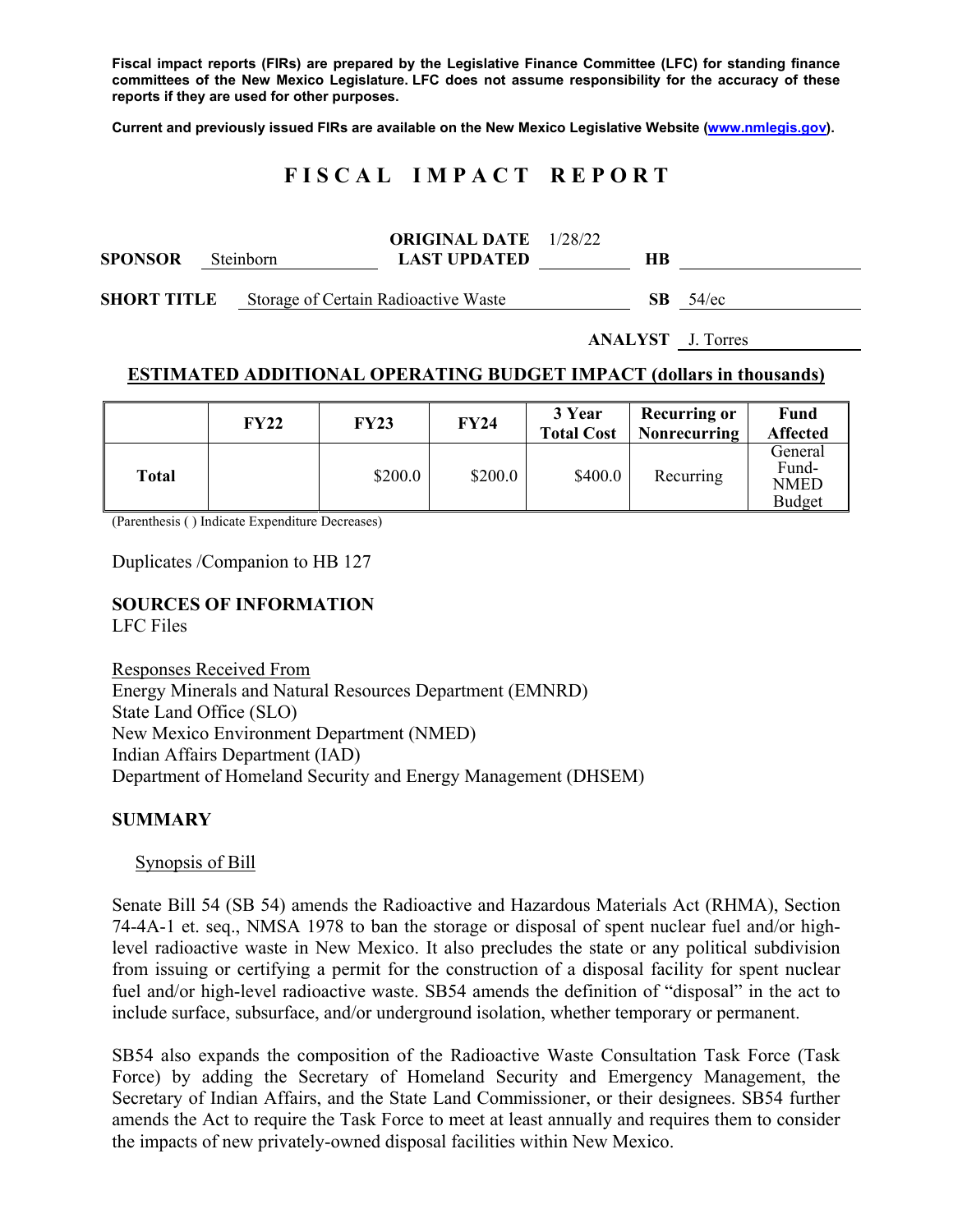**Fiscal impact reports (FIRs) are prepared by the Legislative Finance Committee (LFC) for standing finance committees of the New Mexico Legislature. LFC does not assume responsibility for the accuracy of these reports if they are used for other purposes.**

**Current and previously issued FIRs are available on the New Mexico Legislative Website (www.nmlegis.gov).**

# FISCAL IMPACT REPORT

**SPONSOR** Steinborn **ORIGINAL DATE** 1/28/22 **LAST UPDATED** **HB**

**SHORT TITLE** Storage of Certain Radioactive Waste **SB** 54/ec

**ANALYST** J. Torres

## ESTIMATED ADDITIONAL OPERATING BUDGET IMPACT (dollars in thousands)

| | FY22 | FY23 | FY24 | 3 Year Total Cost | Recurring or Nonrecurring | Fund Affected |
|---|---|---|---|---|---|---|
| **Total** | | $200.0 | $200.0 | $400.0 | Recurring | General Fund-NMED Budget |

(Parenthesis ( ) Indicate Expenditure Decreases)

Duplicates /Companion to HB 127

**SOURCES OF INFORMATION**
LFC Files

Responses Received From
Energy Minerals and Natural Resources Department (EMNRD)
State Land Office (SLO)
New Mexico Environment Department (NMED)
Indian Affairs Department (IAD)
Department of Homeland Security and Energy Management (DHSEM)

**SUMMARY**

Synopsis of Bill

Senate Bill 54 (SB 54) amends the Radioactive and Hazardous Materials Act (RHMA), Section 74-4A-1 et. seq., NMSA 1978 to ban the storage or disposal of spent nuclear fuel and/or high-level radioactive waste in New Mexico. It also precludes the state or any political subdivision from issuing or certifying a permit for the construction of a disposal facility for spent nuclear fuel and/or high-level radioactive waste. SB54 amends the definition of "disposal" in the act to include surface, subsurface, and/or underground isolation, whether temporary or permanent.

SB54 also expands the composition of the Radioactive Waste Consultation Task Force (Task Force) by adding the Secretary of Homeland Security and Emergency Management, the Secretary of Indian Affairs, and the State Land Commissioner, or their designees. SB54 further amends the Act to require the Task Force to meet at least annually and requires them to consider the impacts of new privately-owned disposal facilities within New Mexico.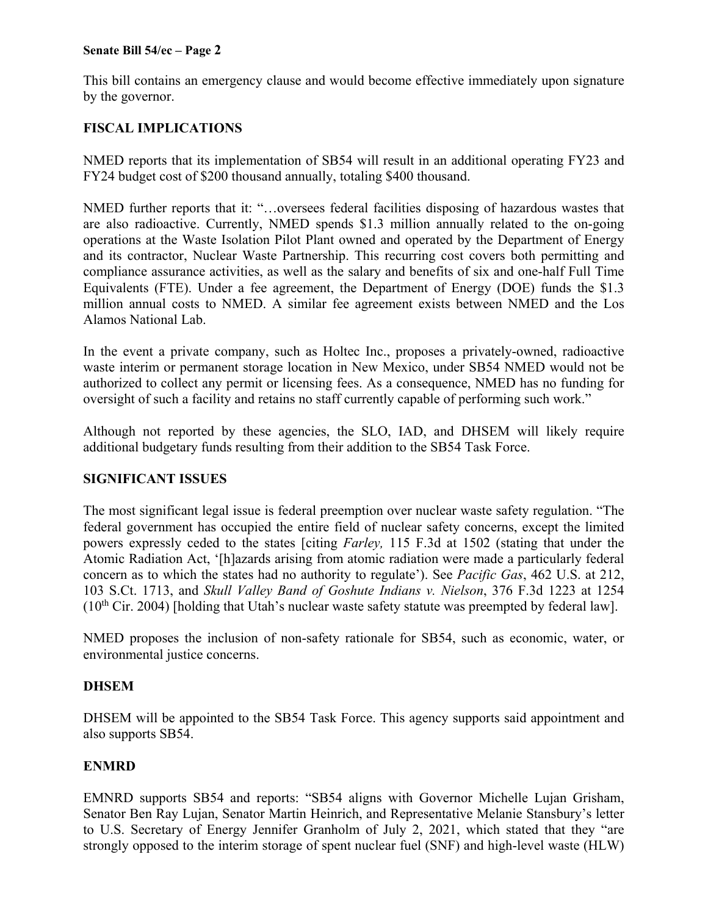This bill contains an emergency clause and would become effective immediately upon signature by the governor.

## FISCAL IMPLICATIONS

NMED reports that its implementation of SB54 will result in an additional operating FY23 and FY24 budget cost of $200 thousand annually, totaling $400 thousand.

NMED further reports that it: "…oversees federal facilities disposing of hazardous wastes that are also radioactive. Currently, NMED spends $1.3 million annually related to the on-going operations at the Waste Isolation Pilot Plant owned and operated by the Department of Energy and its contractor, Nuclear Waste Partnership. This recurring cost covers both permitting and compliance assurance activities, as well as the salary and benefits of six and one-half Full Time Equivalents (FTE). Under a fee agreement, the Department of Energy (DOE) funds the $1.3 million annual costs to NMED. A similar fee agreement exists between NMED and the Los Alamos National Lab.

In the event a private company, such as Holtec Inc., proposes a privately-owned, radioactive waste interim or permanent storage location in New Mexico, under SB54 NMED would not be authorized to collect any permit or licensing fees. As a consequence, NMED has no funding for oversight of such a facility and retains no staff currently capable of performing such work."

Although not reported by these agencies, the SLO, IAD, and DHSEM will likely require additional budgetary funds resulting from their addition to the SB54 Task Force.

## SIGNIFICANT ISSUES

The most significant legal issue is federal preemption over nuclear waste safety regulation. "The federal government has occupied the entire field of nuclear safety concerns, except the limited powers expressly ceded to the states [citing *Farley,* 115 F.3d at 1502 (stating that under the Atomic Radiation Act, '[h]azards arising from atomic radiation were made a particularly federal concern as to which the states had no authority to regulate'). See *Pacific Gas*, 462 U.S. at 212, 103 S.Ct. 1713, and *Skull Valley Band of Goshute Indians v. Nielson*, 376 F.3d 1223 at 1254 (10th Cir. 2004) [holding that Utah's nuclear waste safety statute was preempted by federal law].

NMED proposes the inclusion of non-safety rationale for SB54, such as economic, water, or environmental justice concerns.

## DHSEM

DHSEM will be appointed to the SB54 Task Force. This agency supports said appointment and also supports SB54.

## ENMRD

EMNRD supports SB54 and reports: "SB54 aligns with Governor Michelle Lujan Grisham, Senator Ben Ray Lujan, Senator Martin Heinrich, and Representative Melanie Stansbury's letter to U.S. Secretary of Energy Jennifer Granholm of July 2, 2021, which stated that they "are strongly opposed to the interim storage of spent nuclear fuel (SNF) and high-level waste (HLW)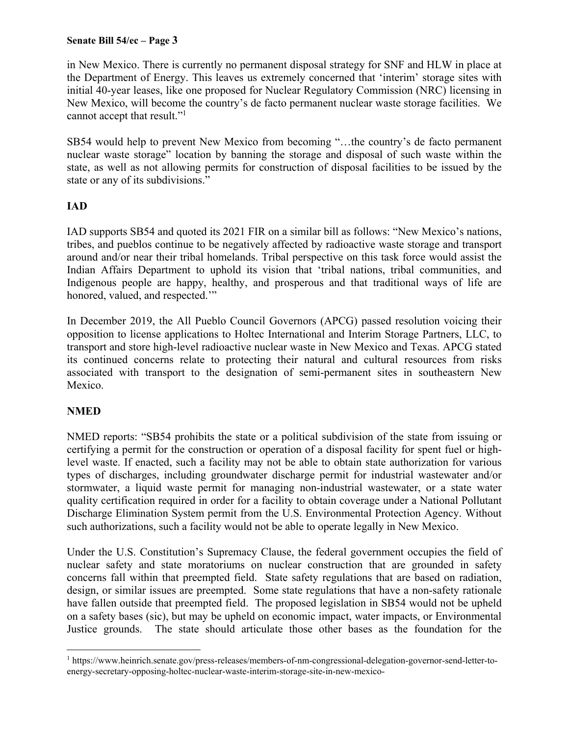in New Mexico. There is currently no permanent disposal strategy for SNF and HLW in place at the Department of Energy. This leaves us extremely concerned that 'interim' storage sites with initial 40-year leases, like one proposed for Nuclear Regulatory Commission (NRC) licensing in New Mexico, will become the country's de facto permanent nuclear waste storage facilities. We cannot accept that result."[1]

SB54 would help to prevent New Mexico from becoming "…the country's de facto permanent nuclear waste storage" location by banning the storage and disposal of such waste within the state, as well as not allowing permits for construction of disposal facilities to be issued by the state or any of its subdivisions."

**IAD**

IAD supports SB54 and quoted its 2021 FIR on a similar bill as follows: "New Mexico's nations, tribes, and pueblos continue to be negatively affected by radioactive waste storage and transport around and/or near their tribal homelands. Tribal perspective on this task force would assist the Indian Affairs Department to uphold its vision that 'tribal nations, tribal communities, and Indigenous people are happy, healthy, and prosperous and that traditional ways of life are honored, valued, and respected.'"

In December 2019, the All Pueblo Council Governors (APCG) passed resolution voicing their opposition to license applications to Holtec International and Interim Storage Partners, LLC, to transport and store high-level radioactive nuclear waste in New Mexico and Texas. APCG stated its continued concerns relate to protecting their natural and cultural resources from risks associated with transport to the designation of semi-permanent sites in southeastern New Mexico.

**NMED**

NMED reports: "SB54 prohibits the state or a political subdivision of the state from issuing or certifying a permit for the construction or operation of a disposal facility for spent fuel or high-level waste. If enacted, such a facility may not be able to obtain state authorization for various types of discharges, including groundwater discharge permit for industrial wastewater and/or stormwater, a liquid waste permit for managing non-industrial wastewater, or a state water quality certification required in order for a facility to obtain coverage under a National Pollutant Discharge Elimination System permit from the U.S. Environmental Protection Agency. Without such authorizations, such a facility would not be able to operate legally in New Mexico.

Under the U.S. Constitution's Supremacy Clause, the federal government occupies the field of nuclear safety and state moratoriums on nuclear construction that are grounded in safety concerns fall within that preempted field. State safety regulations that are based on radiation, design, or similar issues are preempted. Some state regulations that have a non-safety rationale have fallen outside that preempted field. The proposed legislation in SB54 would not be upheld on a safety bases (sic), but may be upheld on economic impact, water impacts, or Environmental Justice grounds. The state should articulate those other bases as the foundation for the

[1] https://www.heinrich.senate.gov/press-releases/members-of-nm-congressional-delegation-governor-send-letter-to-energy-secretary-opposing-holtec-nuclear-waste-interim-storage-site-in-new-mexico-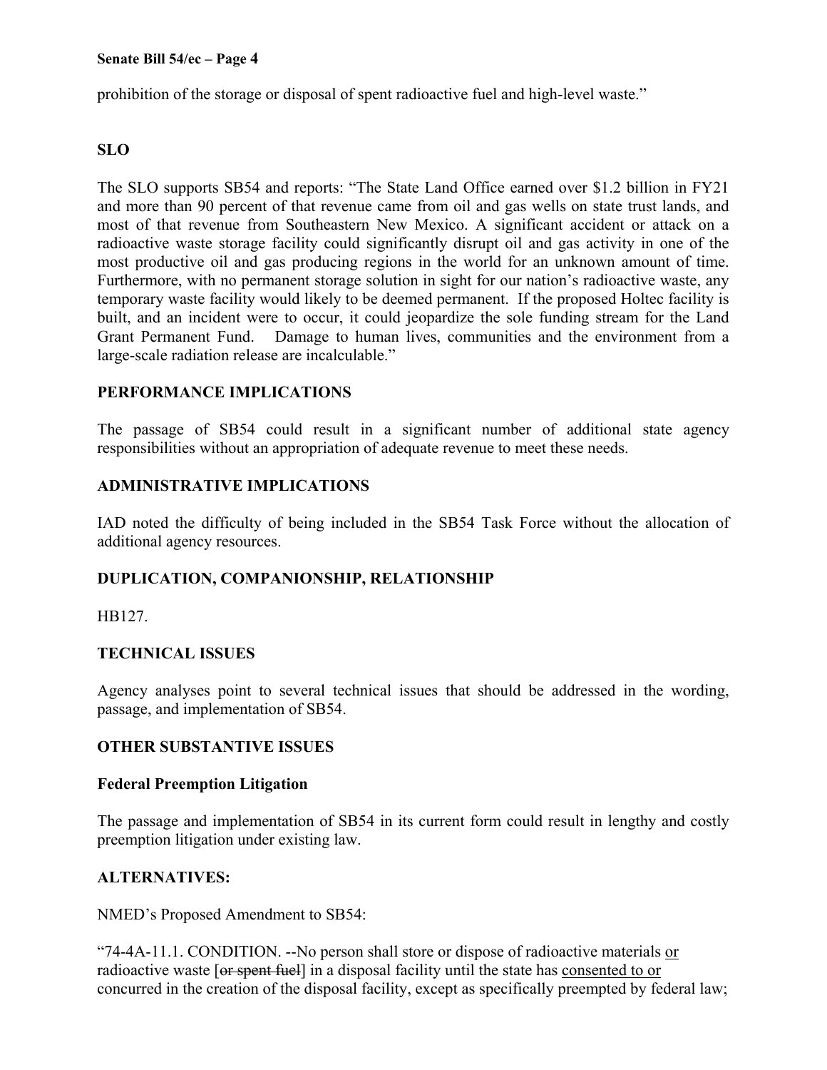prohibition of the storage or disposal of spent radioactive fuel and high-level waste."

**SLO**

The SLO supports SB54 and reports: "The State Land Office earned over $1.2 billion in FY21 and more than 90 percent of that revenue came from oil and gas wells on state trust lands, and most of that revenue from Southeastern New Mexico. A significant accident or attack on a radioactive waste storage facility could significantly disrupt oil and gas activity in one of the most productive oil and gas producing regions in the world for an unknown amount of time. Furthermore, with no permanent storage solution in sight for our nation's radioactive waste, any temporary waste facility would likely to be deemed permanent. If the proposed Holtec facility is built, and an incident were to occur, it could jeopardize the sole funding stream for the Land Grant Permanent Fund. Damage to human lives, communities and the environment from a large-scale radiation release are incalculable."

**PERFORMANCE IMPLICATIONS**

The passage of SB54 could result in a significant number of additional state agency responsibilities without an appropriation of adequate revenue to meet these needs.

**ADMINISTRATIVE IMPLICATIONS**

IAD noted the difficulty of being included in the SB54 Task Force without the allocation of additional agency resources.

**DUPLICATION, COMPANIONSHIP, RELATIONSHIP**

HB127.

**TECHNICAL ISSUES**

Agency analyses point to several technical issues that should be addressed in the wording, passage, and implementation of SB54.

**OTHER SUBSTANTIVE ISSUES**

**Federal Preemption Litigation**

The passage and implementation of SB54 in its current form could result in lengthy and costly preemption litigation under existing law.

**ALTERNATIVES:**

NMED's Proposed Amendment to SB54:

"74-4A-11.1. CONDITION. --No person shall store or dispose of radioactive materials <u>or</u> radioactive waste [~~or spent fuel~~] in a disposal facility until the state has <u>consented to or</u> concurred in the creation of the disposal facility, except as specifically preempted by federal law;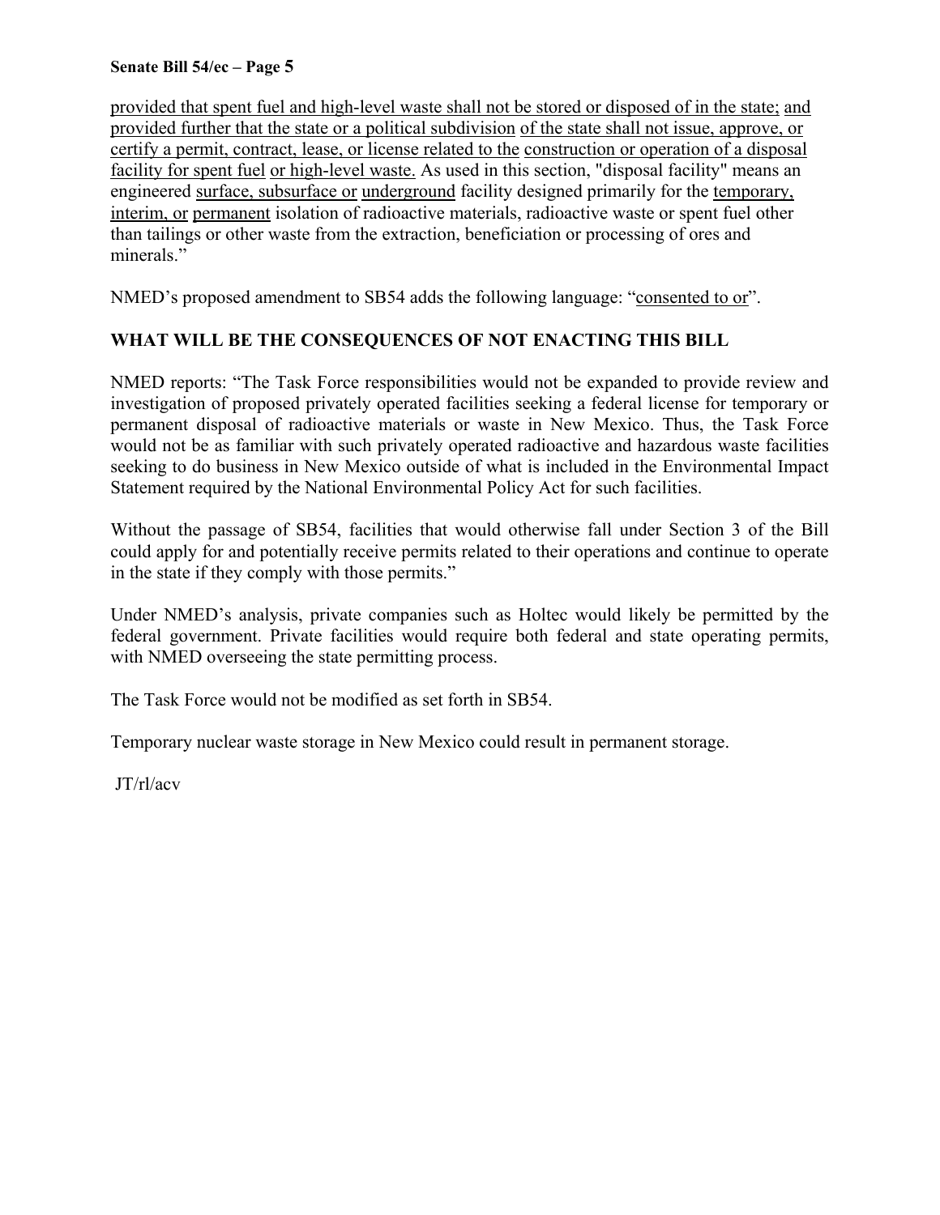provided that spent fuel and high-level waste shall not be stored or disposed of in the state; and provided further that the state or a political subdivision of the state shall not issue, approve, or certify a permit, contract, lease, or license related to the construction or operation of a disposal facility for spent fuel or high-level waste. As used in this section, "disposal facility" means an engineered surface, subsurface or underground facility designed primarily for the temporary, interim, or permanent isolation of radioactive materials, radioactive waste or spent fuel other than tailings or other waste from the extraction, beneficiation or processing of ores and minerals."

NMED's proposed amendment to SB54 adds the following language: "consented to or".

## WHAT WILL BE THE CONSEQUENCES OF NOT ENACTING THIS BILL

NMED reports: "The Task Force responsibilities would not be expanded to provide review and investigation of proposed privately operated facilities seeking a federal license for temporary or permanent disposal of radioactive materials or waste in New Mexico. Thus, the Task Force would not be as familiar with such privately operated radioactive and hazardous waste facilities seeking to do business in New Mexico outside of what is included in the Environmental Impact Statement required by the National Environmental Policy Act for such facilities.

Without the passage of SB54, facilities that would otherwise fall under Section 3 of the Bill could apply for and potentially receive permits related to their operations and continue to operate in the state if they comply with those permits."

Under NMED's analysis, private companies such as Holtec would likely be permitted by the federal government. Private facilities would require both federal and state operating permits, with NMED overseeing the state permitting process.

The Task Force would not be modified as set forth in SB54.

Temporary nuclear waste storage in New Mexico could result in permanent storage.

JT/rl/acv